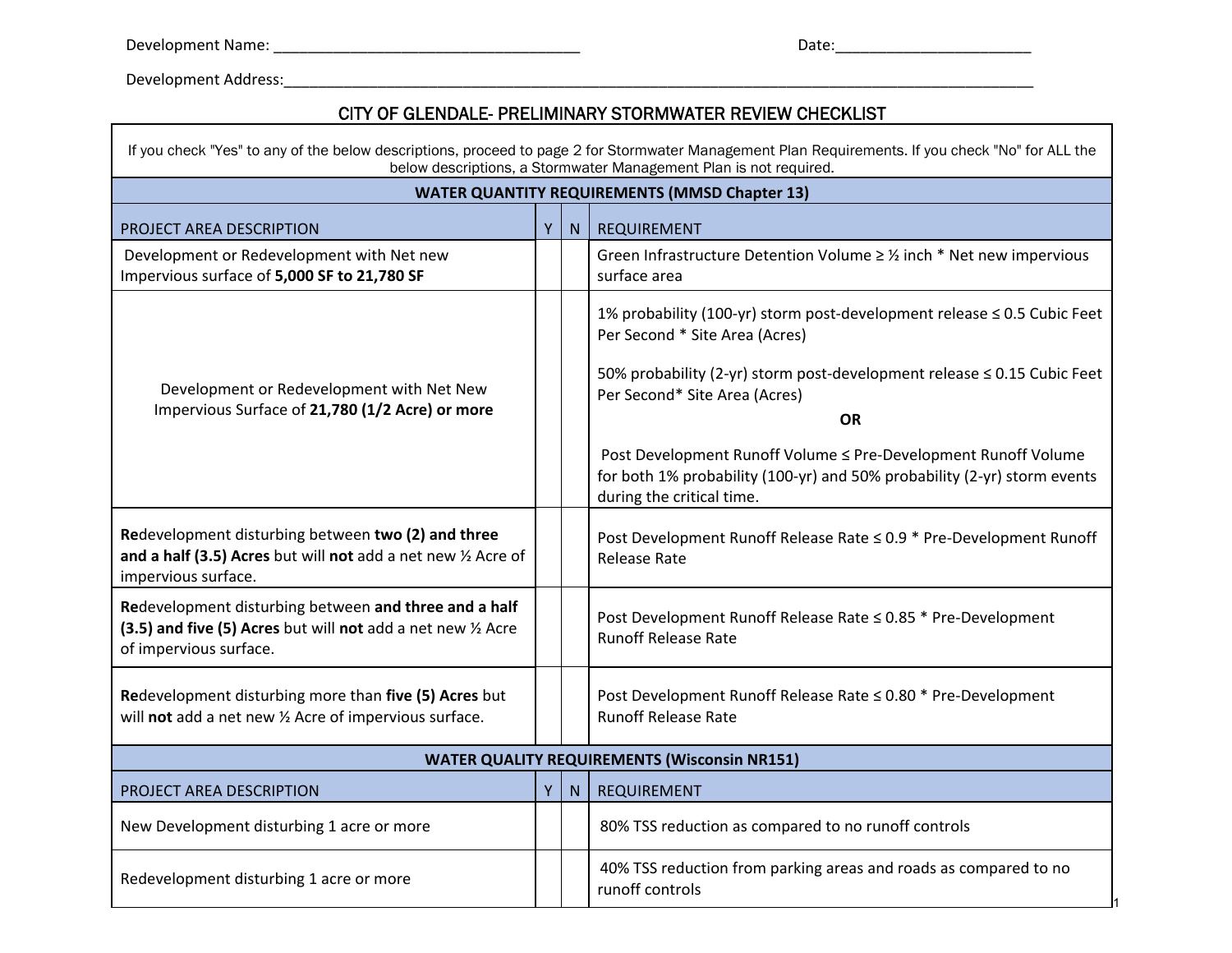Development Name: ______________________________________ Date:_________________________

Development Address:_____________________________________________________________________________________________

# CITY OF GLENDALE- PRELIMINARY STORMWATER REVIEW CHECKLIST

If you check "Yes" to any of the below descriptions, proceed to page 2 for Stormwater Management Plan Requirements. If you check "No" for ALL the below descriptions, a Stormwater Management Plan is not required.

| **WATER QUANTITY REQUIREMENTS (MMSD Chapter 13)** | | | |
|---|---|---|---|
| PROJECT AREA DESCRIPTION | Y | N | REQUIREMENT |
| Development or Redevelopment with Net new Impervious surface of **5,000 SF to 21,780 SF** | | | Green Infrastructure Detention Volume ≥ ½ inch * Net new impervious surface area |
| Development or Redevelopment with Net New Impervious Surface of **21,780 (1/2 Acre) or more** | | | 1% probability (100-yr) storm post-development release ≤ 0.5 Cubic Feet Per Second * Site Area (Acres)<br><br>50% probability (2-yr) storm post-development release ≤ 0.15 Cubic Feet Per Second* Site Area (Acres)<br><br>**OR**<br><br>Post Development Runoff Volume ≤ Pre-Development Runoff Volume for both 1% probability (100-yr) and 50% probability (2-yr) storm events during the critical time. |
| **Re**development disturbing between **two (2) and three and a half (3.5) Acres** but will **not** add a net new ½ Acre of impervious surface. | | | Post Development Runoff Release Rate ≤ 0.9 * Pre-Development Runoff Release Rate |
| **Re**development disturbing between **and three and a half (3.5) and five (5) Acres** but will **not** add a net new ½ Acre of impervious surface. | | | Post Development Runoff Release Rate ≤ 0.85 * Pre-Development Runoff Release Rate |
| **Re**development disturbing more than **five (5) Acres** but will **not** add a net new ½ Acre of impervious surface. | | | Post Development Runoff Release Rate ≤ 0.80 * Pre-Development Runoff Release Rate |
| **WATER QUALITY REQUIREMENTS (Wisconsin NR151)** | | | |
| PROJECT AREA DESCRIPTION | Y | N | REQUIREMENT |
| New Development disturbing 1 acre or more | | | 80% TSS reduction as compared to no runoff controls |
| Redevelopment disturbing 1 acre or more | | | 40% TSS reduction from parking areas and roads as compared to no runoff controls |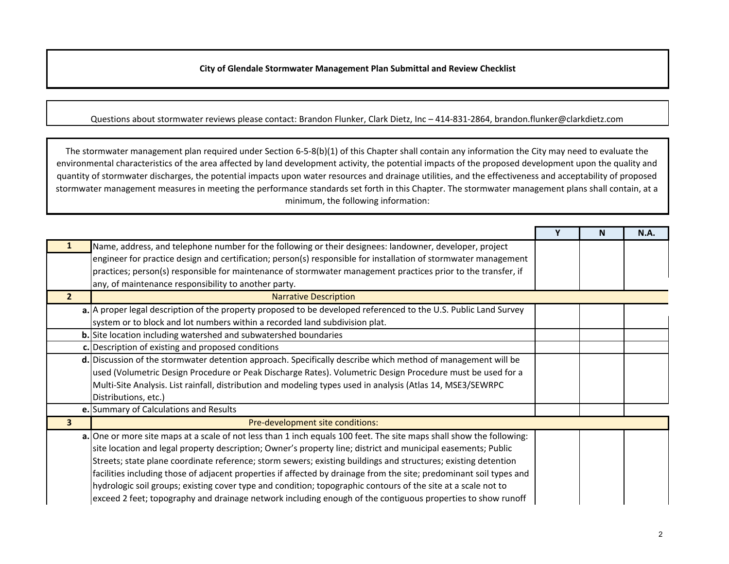**City of Glendale Stormwater Management Plan Submittal and Review Checklist**

Questions about stormwater reviews please contact: Brandon Flunker, Clark Dietz, Inc – 414-831-2864, brandon.flunker@clarkdietz.com

The stormwater management plan required under Section 6-5-8(b)(1) of this Chapter shall contain any information the City may need to evaluate the environmental characteristics of the area affected by land development activity, the potential impacts of the proposed development upon the quality and quantity of stormwater discharges, the potential impacts upon water resources and drainage utilities, and the effectiveness and acceptability of proposed stormwater management measures in meeting the performance standards set forth in this Chapter. The stormwater management plans shall contain, at a minimum, the following information:

| | | Y | N | N.A. |
|---|---|---|---|---|
| **1** | Name, address, and telephone number for the following or their designees: landowner, developer, project engineer for practice design and certification; person(s) responsible for installation of stormwater management practices; person(s) responsible for maintenance of stormwater management practices prior to the transfer, if any, of maintenance responsibility to another party. | | | |
| **2** | Narrative Description | | | |
| **a.** | A proper legal description of the property proposed to be developed referenced to the U.S. Public Land Survey system or to block and lot numbers within a recorded land subdivision plat. | | | |
| **b.** | Site location including watershed and subwatershed boundaries | | | |
| **c.** | Description of existing and proposed conditions | | | |
| **d.** | Discussion of the stormwater detention approach. Specifically describe which method of management will be used (Volumetric Design Procedure or Peak Discharge Rates). Volumetric Design Procedure must be used for a Multi-Site Analysis. List rainfall, distribution and modeling types used in analysis (Atlas 14, MSE3/SEWRPC Distributions, etc.) | | | |
| **e.** | Summary of Calculations and Results | | | |
| **3** | Pre-development site conditions: | | | |
| **a.** | One or more site maps at a scale of not less than 1 inch equals 100 feet. The site maps shall show the following: site location and legal property description; Owner's property line; district and municipal easements; Public Streets; state plane coordinate reference; storm sewers; existing buildings and structures; existing detention facilities including those of adjacent properties if affected by drainage from the site; predominant soil types and hydrologic soil groups; existing cover type and condition; topographic contours of the site at a scale not to exceed 2 feet; topography and drainage network including enough of the contiguous properties to show runoff | | | |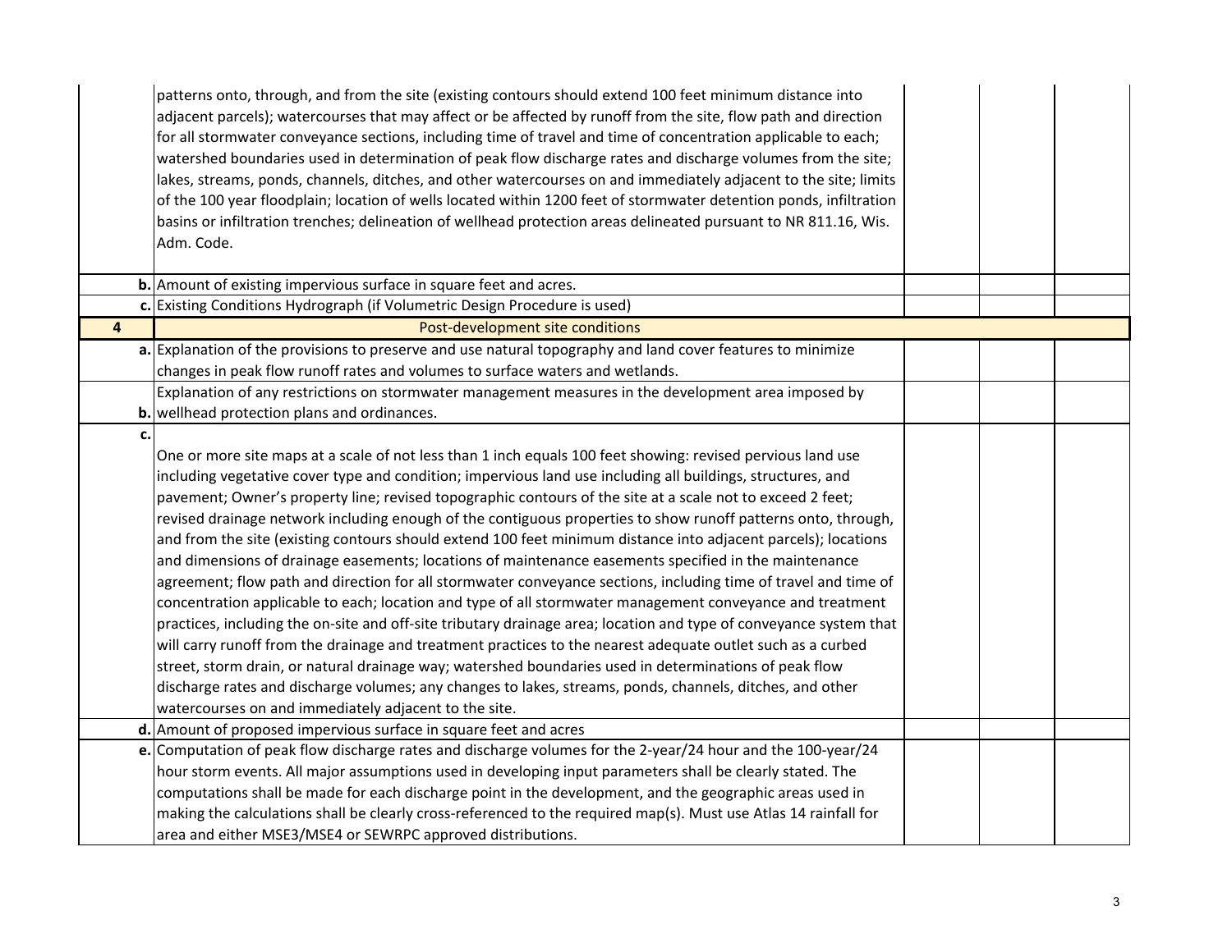| | | | | |
|---|---|---|---|---|
| | patterns onto, through, and from the site (existing contours should extend 100 feet minimum distance into adjacent parcels); watercourses that may affect or be affected by runoff from the site, flow path and direction for all stormwater conveyance sections, including time of travel and time of concentration applicable to each; watershed boundaries used in determination of peak flow discharge rates and discharge volumes from the site; lakes, streams, ponds, channels, ditches, and other watercourses on and immediately adjacent to the site; limits of the 100 year floodplain; location of wells located within 1200 feet of stormwater detention ponds, infiltration basins or infiltration trenches; delineation of wellhead protection areas delineated pursuant to NR 811.16, Wis. Adm. Code. | | | |
| **b.** | Amount of existing impervious surface in square feet and acres. | | | |
| **c.** | Existing Conditions Hydrograph (if Volumetric Design Procedure is used) | | | |
| **4** | Post-development site conditions | | | |
| **a.** | Explanation of the provisions to preserve and use natural topography and land cover features to minimize changes in peak flow runoff rates and volumes to surface waters and wetlands. | | | |
| **b.** | Explanation of any restrictions on stormwater management measures in the development area imposed by wellhead protection plans and ordinances. | | | |
| **c.** | One or more site maps at a scale of not less than 1 inch equals 100 feet showing: revised pervious land use including vegetative cover type and condition; impervious land use including all buildings, structures, and pavement; Owner's property line; revised topographic contours of the site at a scale not to exceed 2 feet; revised drainage network including enough of the contiguous properties to show runoff patterns onto, through, and from the site (existing contours should extend 100 feet minimum distance into adjacent parcels); locations and dimensions of drainage easements; locations of maintenance easements specified in the maintenance agreement; flow path and direction for all stormwater conveyance sections, including time of travel and time of concentration applicable to each; location and type of all stormwater management conveyance and treatment practices, including the on-site and off-site tributary drainage area; location and type of conveyance system that will carry runoff from the drainage and treatment practices to the nearest adequate outlet such as a curbed street, storm drain, or natural drainage way; watershed boundaries used in determinations of peak flow discharge rates and discharge volumes; any changes to lakes, streams, ponds, channels, ditches, and other watercourses on and immediately adjacent to the site. | | | |
| **d.** | Amount of proposed impervious surface in square feet and acres | | | |
| **e.** | Computation of peak flow discharge rates and discharge volumes for the 2-year/24 hour and the 100-year/24 hour storm events. All major assumptions used in developing input parameters shall be clearly stated. The computations shall be made for each discharge point in the development, and the geographic areas used in making the calculations shall be clearly cross-referenced to the required map(s). Must use Atlas 14 rainfall for area and either MSE3/MSE4 or SEWRPC approved distributions. | | | |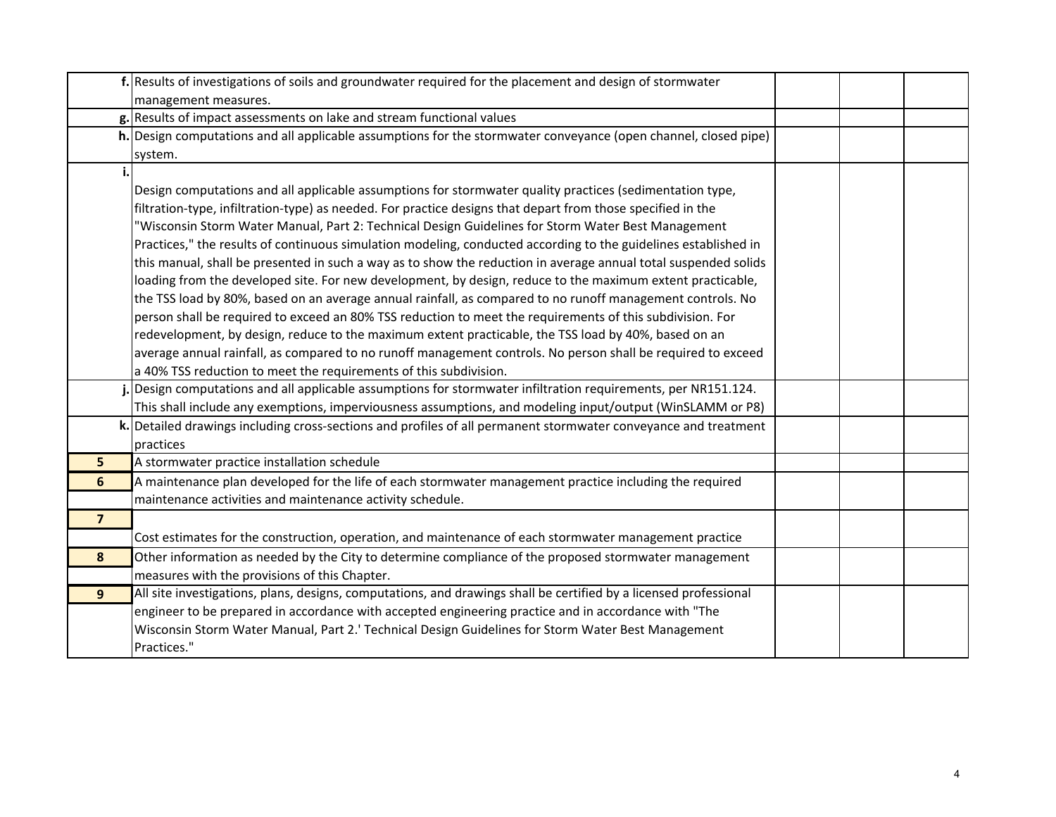| | | | | |
|---|---|---|---|---|
| f. | Results of investigations of soils and groundwater required for the placement and design of stormwater management measures. | | | |
| g. | Results of impact assessments on lake and stream functional values | | | |
| h. | Design computations and all applicable assumptions for the stormwater conveyance (open channel, closed pipe) system. | | | |
| i. | Design computations and all applicable assumptions for stormwater quality practices (sedimentation type, filtration-type, infiltration-type) as needed. For practice designs that depart from those specified in the "Wisconsin Storm Water Manual, Part 2: Technical Design Guidelines for Storm Water Best Management Practices," the results of continuous simulation modeling, conducted according to the guidelines established in this manual, shall be presented in such a way as to show the reduction in average annual total suspended solids loading from the developed site. For new development, by design, reduce to the maximum extent practicable, the TSS load by 80%, based on an average annual rainfall, as compared to no runoff management controls. No person shall be required to exceed an 80% TSS reduction to meet the requirements of this subdivision. For redevelopment, by design, reduce to the maximum extent practicable, the TSS load by 40%, based on an average annual rainfall, as compared to no runoff management controls. No person shall be required to exceed a 40% TSS reduction to meet the requirements of this subdivision. | | | |
| j. | Design computations and all applicable assumptions for stormwater infiltration requirements, per NR151.124. This shall include any exemptions, imperviousness assumptions, and modeling input/output (WinSLAMM or P8) | | | |
| k. | Detailed drawings including cross-sections and profiles of all permanent stormwater conveyance and treatment practices | | | |
| 5 | A stormwater practice installation schedule | | | |
| 6 | A maintenance plan developed for the life of each stormwater management practice including the required maintenance activities and maintenance activity schedule. | | | |
| 7 | Cost estimates for the construction, operation, and maintenance of each stormwater management practice | | | |
| 8 | Other information as needed by the City to determine compliance of the proposed stormwater management measures with the provisions of this Chapter. | | | |
| 9 | All site investigations, plans, designs, computations, and drawings shall be certified by a licensed professional engineer to be prepared in accordance with accepted engineering practice and in accordance with "The Wisconsin Storm Water Manual, Part 2.' Technical Design Guidelines for Storm Water Best Management Practices." | | | |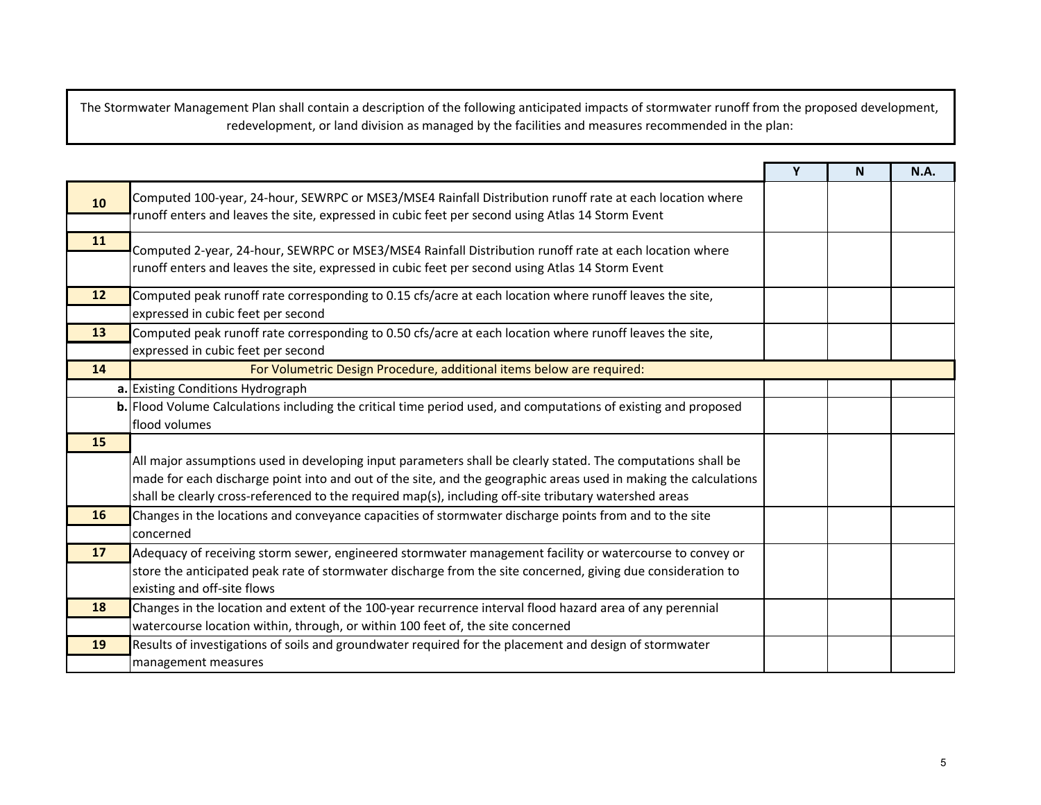The Stormwater Management Plan shall contain a description of the following anticipated impacts of stormwater runoff from the proposed development, redevelopment, or land division as managed by the facilities and measures recommended in the plan:

| | | Y | N | N.A. |
|---|---|---|---|---|
| 10 | Computed 100-year, 24-hour, SEWRPC or MSE3/MSE4 Rainfall Distribution runoff rate at each location where runoff enters and leaves the site, expressed in cubic feet per second using Atlas 14 Storm Event | | | |
| 11 | Computed 2-year, 24-hour, SEWRPC or MSE3/MSE4 Rainfall Distribution runoff rate at each location where runoff enters and leaves the site, expressed in cubic feet per second using Atlas 14 Storm Event | | | |
| 12 | Computed peak runoff rate corresponding to 0.15 cfs/acre at each location where runoff leaves the site, expressed in cubic feet per second | | | |
| 13 | Computed peak runoff rate corresponding to 0.50 cfs/acre at each location where runoff leaves the site, expressed in cubic feet per second | | | |
| 14 | For Volumetric Design Procedure, additional items below are required: | | | |
| **a.** | Existing Conditions Hydrograph | | | |
| **b.** | Flood Volume Calculations including the critical time period used, and computations of existing and proposed flood volumes | | | |
| 15 | All major assumptions used in developing input parameters shall be clearly stated. The computations shall be made for each discharge point into and out of the site, and the geographic areas used in making the calculations shall be clearly cross-referenced to the required map(s), including off-site tributary watershed areas | | | |
| 16 | Changes in the locations and conveyance capacities of stormwater discharge points from and to the site concerned | | | |
| 17 | Adequacy of receiving storm sewer, engineered stormwater management facility or watercourse to convey or store the anticipated peak rate of stormwater discharge from the site concerned, giving due consideration to existing and off-site flows | | | |
| 18 | Changes in the location and extent of the 100-year recurrence interval flood hazard area of any perennial watercourse location within, through, or within 100 feet of, the site concerned | | | |
| 19 | Results of investigations of soils and groundwater required for the placement and design of stormwater management measures | | | |